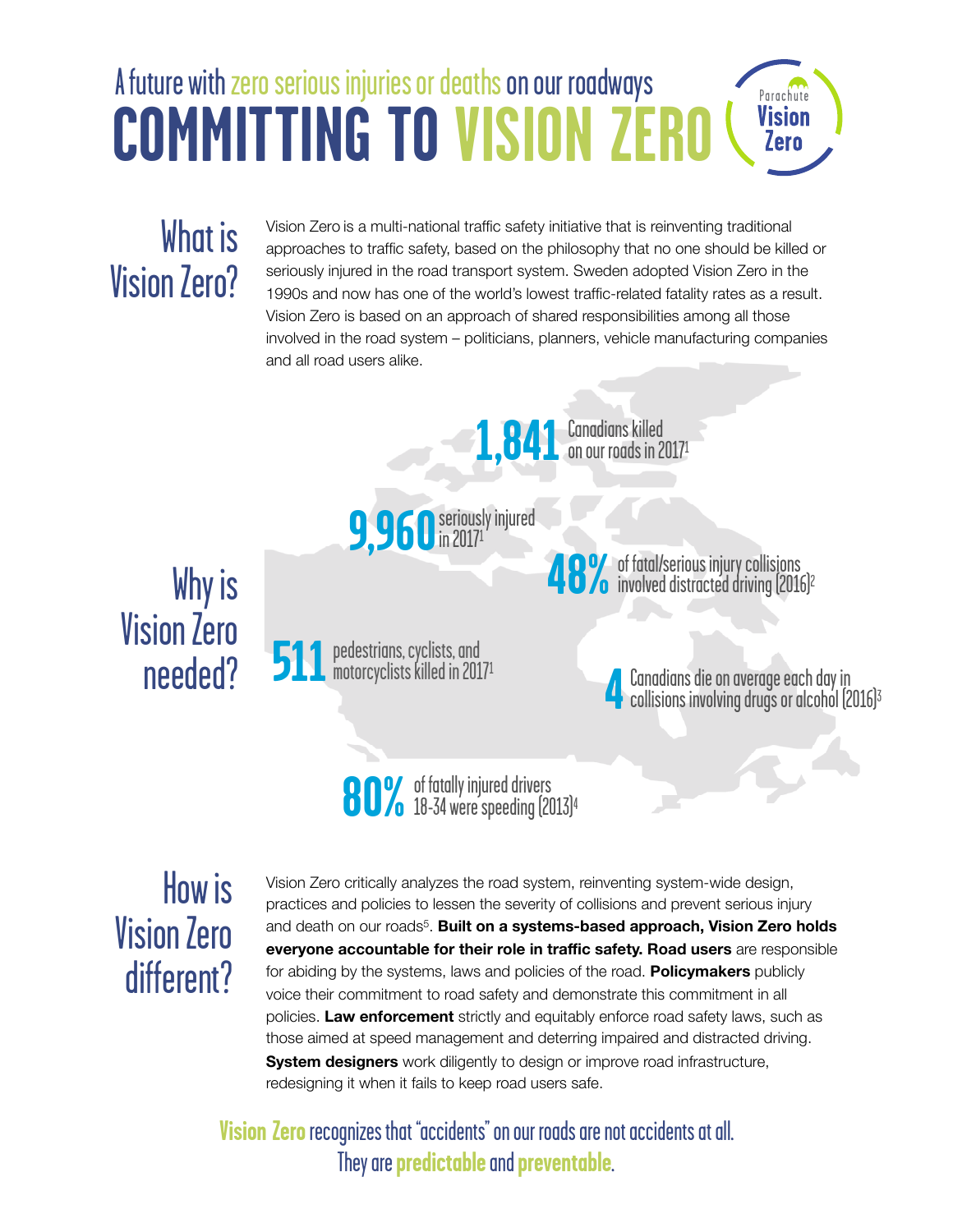A future with zero serious injuries or deaths on our roadways

# COMMITTING TO VISION ZERO

Parachute Vision Zero

## What is Vision Zero?

Vision Zero is a multi-national traffic safety initiative that is reinventing traditional approaches to traffic safety, based on the philosophy that no one should be killed or seriously injured in the road transport system. Sweden adopted Vision Zero in the 1990s and now has one of the world's lowest traffic-related fatality rates as a result. Vision Zero is based on an approach of shared responsibilities among all those involved in the road system – politicians, planners, vehicle manufacturing companies and all road users alike.

## Why is Vision Zero needed?

**1,841** Canadians killed on our roads in 2017[1]

**9,960** seriously injured in 2017[1]

**48%** of fatal/serious injury collisions involved distracted driving (2016)[2]

**511** pedestrians, cyclists, and motorcyclists killed in 2017[1]

**4** Canadians die on average each day in collisions involving drugs or alcohol (2016)[3]

**80%** of fatally injured drivers 18-34 were speeding (2013)[4]

## How is Vision Zero different?

Vision Zero critically analyzes the road system, reinventing system-wide design, practices and policies to lessen the severity of collisions and prevent serious injury and death on our roads[5]. **Built on a systems-based approach, Vision Zero holds everyone accountable for their role in traffic safety. Road users** are responsible for abiding by the systems, laws and policies of the road. **Policymakers** publicly voice their commitment to road safety and demonstrate this commitment in all policies. **Law enforcement** strictly and equitably enforce road safety laws, such as those aimed at speed management and deterring impaired and distracted driving. **System designers** work diligently to design or improve road infrastructure, redesigning it when it fails to keep road users safe.

**Vision Zero** recognizes that "accidents" on our roads are not accidents at all. They are **predictable** and **preventable**.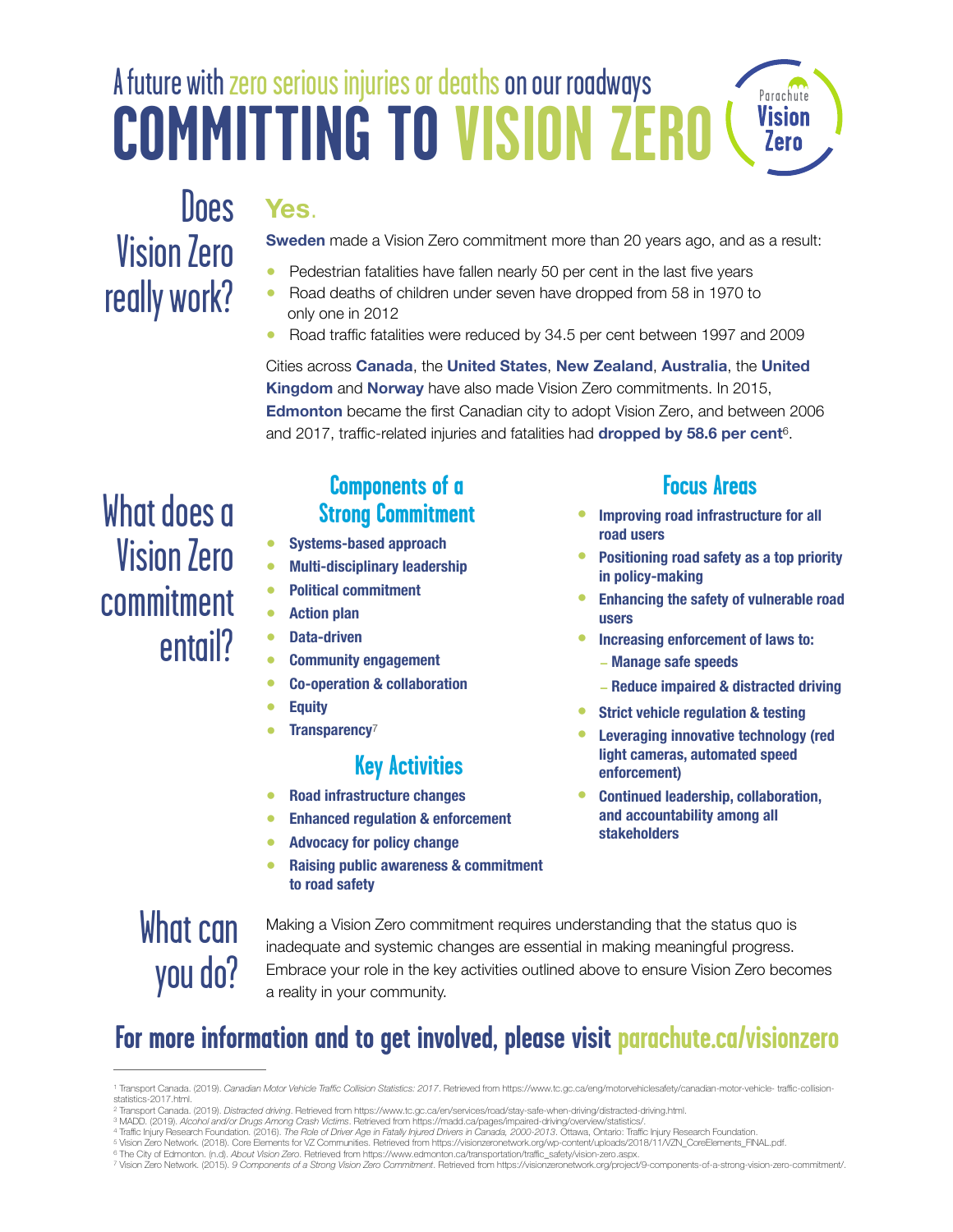A future with zero serious injuries or deaths on our roadways

# COMMITTING TO VISION ZERO

Parachute Vision Zero

## Does Vision Zero really work?

**Yes.**

**Sweden** made a Vision Zero commitment more than 20 years ago, and as a result:

- Pedestrian fatalities have fallen nearly 50 per cent in the last five years
- Road deaths of children under seven have dropped from 58 in 1970 to only one in 2012
- Road traffic fatalities were reduced by 34.5 per cent between 1997 and 2009

Cities across **Canada**, the **United States**, **New Zealand**, **Australia**, the **United Kingdom** and **Norway** have also made Vision Zero commitments. In 2015, **Edmonton** became the first Canadian city to adopt Vision Zero, and between 2006 and 2017, traffic-related injuries and fatalities had **dropped by 58.6 per cent**[6].

## What does a Vision Zero commitment entail?

### Components of a Strong Commitment

- **Systems-based approach**
- **Multi-disciplinary leadership**
- **Political commitment**
- **Action plan**
- **Data-driven**
- **Community engagement**
- **Co-operation & collaboration**
- **Equity**
- **Transparency**[7]

### Key Activities

- **Road infrastructure changes**
- **Enhanced regulation & enforcement**
- **Advocacy for policy change**
- **Raising public awareness & commitment to road safety**

### Focus Areas

- **Improving road infrastructure for all road users**
- **Positioning road safety as a top priority in policy-making**
- **Enhancing the safety of vulnerable road users**
- **Increasing enforcement of laws to:**
  - **Manage safe speeds**
  - **Reduce impaired & distracted driving**
- **Strict vehicle regulation & testing**
- **Leveraging innovative technology (red light cameras, automated speed enforcement)**
- **Continued leadership, collaboration, and accountability among all stakeholders**

## What can you do?

Making a Vision Zero commitment requires understanding that the status quo is inadequate and systemic changes are essential in making meaningful progress. Embrace your role in the key activities outlined above to ensure Vision Zero becomes a reality in your community.

**For more information and to get involved, please visit parachute.ca/visionzero**

---

[1] Transport Canada. (2019). *Canadian Motor Vehicle Traffic Collision Statistics: 2017*. Retrieved from https://www.tc.gc.ca/eng/motorvehiclesafety/canadian-motor-vehicle- traffic-collision-statistics-2017.html.
[2] Transport Canada. (2019). *Distracted driving*. Retrieved from https://www.tc.gc.ca/en/services/road/stay-safe-when-driving/distracted-driving.html.
[3] MADD. (2019). *Alcohol and/or Drugs Among Crash Victims*. Retrieved from https://madd.ca/pages/impaired-driving/overview/statistics/.
[4] Traffic Injury Research Foundation. (2016). *The Role of Driver Age in Fatally Injured Drivers in Canada, 2000-2013*. Ottawa, Ontario: Traffic Injury Research Foundation.
[5] Vision Zero Network. (2018). Core Elements for VZ Communities. Retrieved from https://visionzeronetwork.org/wp-content/uploads/2018/11/VZN_CoreElements_FINAL.pdf.
[6] The City of Edmonton. (n.d). *About Vision Zero*. Retrieved from https://www.edmonton.ca/transportation/traffic_safety/vision-zero.aspx.
[7] Vision Zero Network. (2015). *9 Components of a Strong Vision Zero Commitment*. Retrieved from https://visionzeronetwork.org/project/9-components-of-a-strong-vision-zero-commitment/.